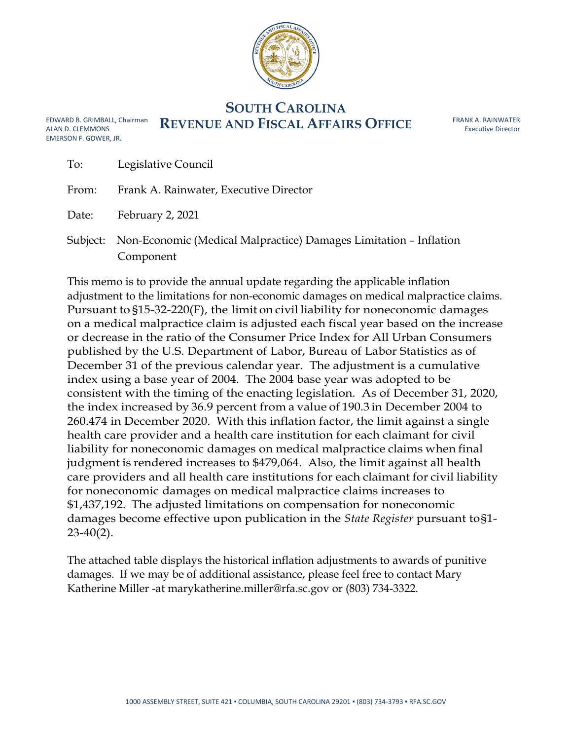# SOUTH CAROLINA
# REVENUE AND FISCAL AFFAIRS OFFICE

EDWARD B. GRIMBALL, Chairman
ALAN D. CLEMMONS
EMERSON F. GOWER, JR.

FRANK A. RAINWATER
Executive Director

To: Legislative Council

From: Frank A. Rainwater, Executive Director

Date: February 2, 2021

Subject: Non-Economic (Medical Malpractice) Damages Limitation – Inflation Component

This memo is to provide the annual update regarding the applicable inflation adjustment to the limitations for non-economic damages on medical malpractice claims. Pursuant to §15-32-220(F), the limit on civil liability for noneconomic damages on a medical malpractice claim is adjusted each fiscal year based on the increase or decrease in the ratio of the Consumer Price Index for All Urban Consumers published by the U.S. Department of Labor, Bureau of Labor Statistics as of December 31 of the previous calendar year. The adjustment is a cumulative index using a base year of 2004. The 2004 base year was adopted to be consistent with the timing of the enacting legislation. As of December 31, 2020, the index increased by 36.9 percent from a value of 190.3 in December 2004 to 260.474 in December 2020. With this inflation factor, the limit against a single health care provider and a health care institution for each claimant for civil liability for noneconomic damages on medical malpractice claims when final judgment is rendered increases to $479,064. Also, the limit against all health care providers and all health care institutions for each claimant for civil liability for noneconomic damages on medical malpractice claims increases to $1,437,192. The adjusted limitations on compensation for noneconomic damages become effective upon publication in the *State Register* pursuant to §1-23-40(2).

The attached table displays the historical inflation adjustments to awards of punitive damages. If we may be of additional assistance, please feel free to contact Mary Katherine Miller -at marykatherine.miller@rfa.sc.gov or (803) 734-3322.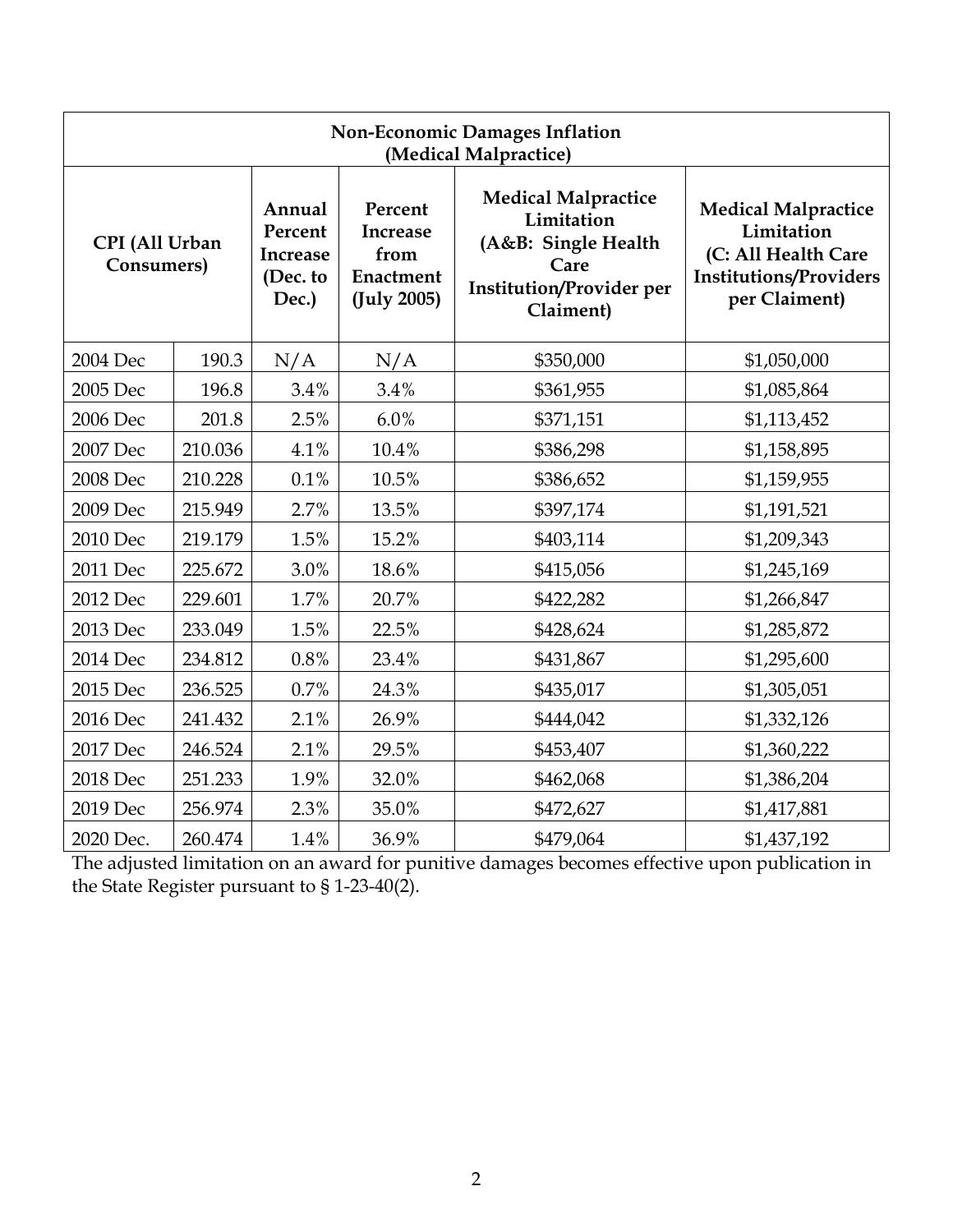| Non-Economic Damages Inflation (Medical Malpractice) | | | | | |
|---|---|---|---|---|---|
| CPI (All Urban Consumers) | | Annual Percent Increase (Dec. to Dec.) | Percent Increase from Enactment (July 2005) | Medical Malpractice Limitation (A&B: Single Health Care Institution/Provider per Claiment) | Medical Malpractice Limitation (C: All Health Care Institutions/Providers per Claiment) |
| 2004 Dec | 190.3 | N/A | N/A | $350,000 | $1,050,000 |
| 2005 Dec | 196.8 | 3.4% | 3.4% | $361,955 | $1,085,864 |
| 2006 Dec | 201.8 | 2.5% | 6.0% | $371,151 | $1,113,452 |
| 2007 Dec | 210.036 | 4.1% | 10.4% | $386,298 | $1,158,895 |
| 2008 Dec | 210.228 | 0.1% | 10.5% | $386,652 | $1,159,955 |
| 2009 Dec | 215.949 | 2.7% | 13.5% | $397,174 | $1,191,521 |
| 2010 Dec | 219.179 | 1.5% | 15.2% | $403,114 | $1,209,343 |
| 2011 Dec | 225.672 | 3.0% | 18.6% | $415,056 | $1,245,169 |
| 2012 Dec | 229.601 | 1.7% | 20.7% | $422,282 | $1,266,847 |
| 2013 Dec | 233.049 | 1.5% | 22.5% | $428,624 | $1,285,872 |
| 2014 Dec | 234.812 | 0.8% | 23.4% | $431,867 | $1,295,600 |
| 2015 Dec | 236.525 | 0.7% | 24.3% | $435,017 | $1,305,051 |
| 2016 Dec | 241.432 | 2.1% | 26.9% | $444,042 | $1,332,126 |
| 2017 Dec | 246.524 | 2.1% | 29.5% | $453,407 | $1,360,222 |
| 2018 Dec | 251.233 | 1.9% | 32.0% | $462,068 | $1,386,204 |
| 2019 Dec | 256.974 | 2.3% | 35.0% | $472,627 | $1,417,881 |
| 2020 Dec. | 260.474 | 1.4% | 36.9% | $479,064 | $1,437,192 |

The adjusted limitation on an award for punitive damages becomes effective upon publication in the State Register pursuant to § 1-23-40(2).